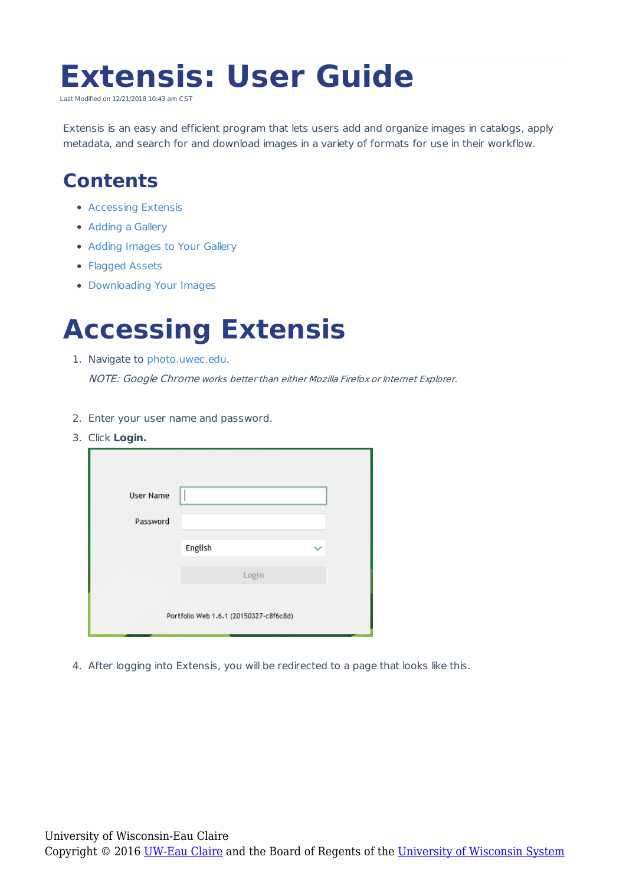# Extensis: User Guide

Last Modified on 12/21/2018 10:43 am CST

Extensis is an easy and efficient program that lets users add and organize images in catalogs, apply metadata, and search for and download images in a variety of formats for use in their workflow.

## Contents

- Accessing Extensis
- Adding a Gallery
- Adding Images to Your Gallery
- Flagged Assets
- Downloading Your Images

# Accessing Extensis

1. Navigate to photo.uwec.edu.

   *NOTE: Google Chrome works better than either Mozilla Firefox or Internet Explorer.*

2. Enter your user name and password.
3. Click **Login.**
4. After logging into Extensis, you will be redirected to a page that looks like this.

University of Wisconsin-Eau Claire
Copyright © 2016 UW-Eau Claire and the Board of Regents of the University of Wisconsin System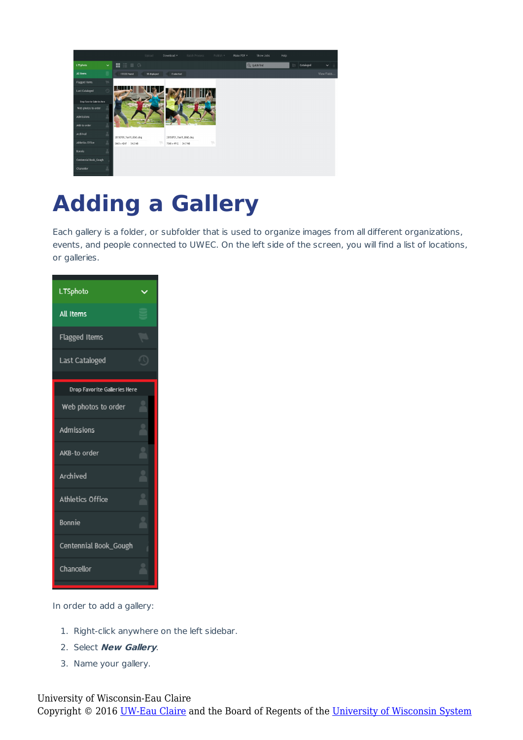# Adding a Gallery

Each gallery is a folder, or subfolder that is used to organize images from all different organizations, events, and people connected to UWEC. On the left side of the screen, you will find a list of locations, or galleries.

In order to add a gallery:

1. Right-click anywhere on the left sidebar.
2. Select ***New Gallery***.
3. Name your gallery.

University of Wisconsin-Eau Claire
Copyright © 2016 UW-Eau Claire and the Board of Regents of the University of Wisconsin System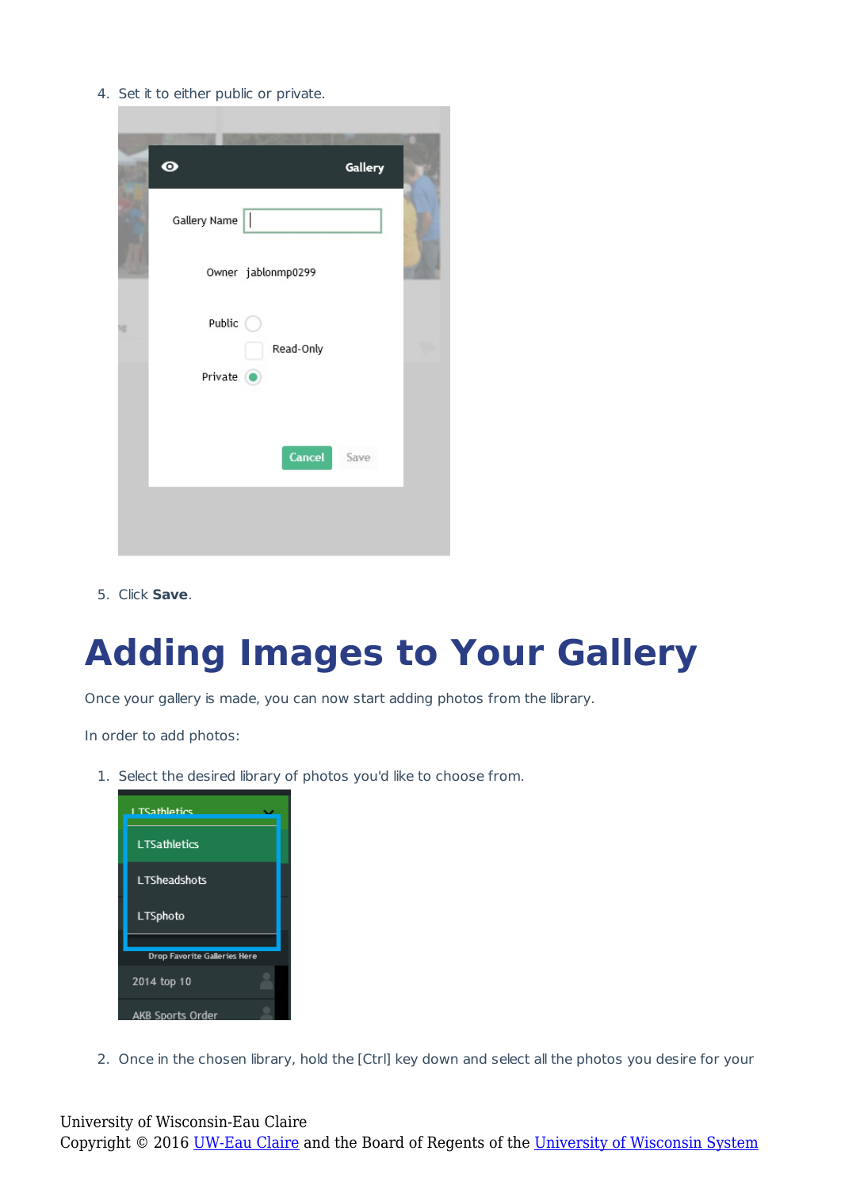4. Set it to either public or private.

5. Click **Save**.

# Adding Images to Your Gallery

Once your gallery is made, you can now start adding photos from the library.

In order to add photos:

1. Select the desired library of photos you'd like to choose from.

2. Once in the chosen library, hold the [Ctrl] key down and select all the photos you desire for your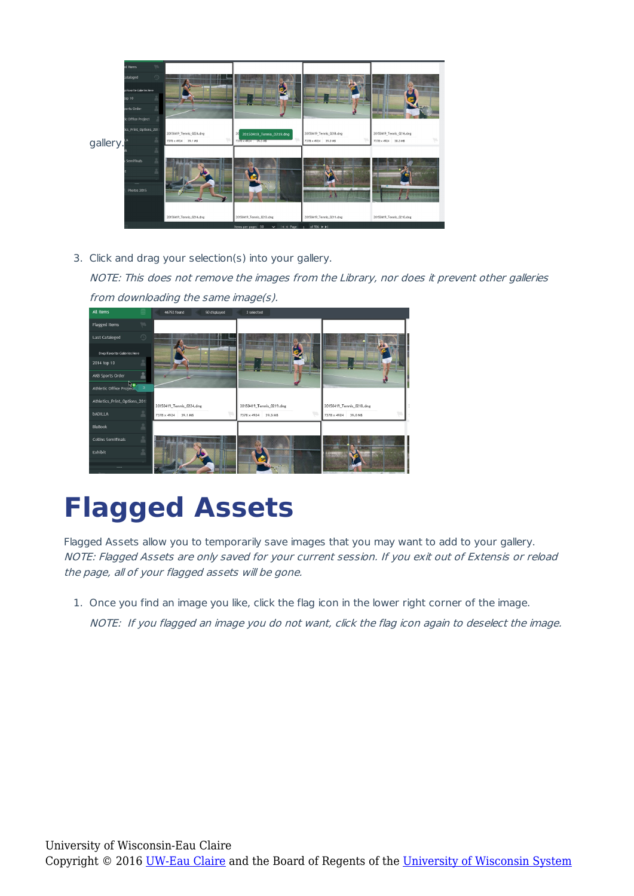gallery.

3. Click and drag your selection(s) into your gallery.

   *NOTE: This does not remove the images from the Library, nor does it prevent other galleries from downloading the same image(s).*

# Flagged Assets

Flagged Assets allow you to temporarily save images that you may want to add to your gallery.
*NOTE: Flagged Assets are only saved for your current session. If you exit out of Extensis or reload the page, all of your flagged assets will be gone.*

1. Once you find an image you like, click the flag icon in the lower right corner of the image.

   *NOTE: If you flagged an image you do not want, click the flag icon again to deselect the image.*

University of Wisconsin-Eau Claire
Copyright © 2016 UW-Eau Claire and the Board of Regents of the University of Wisconsin System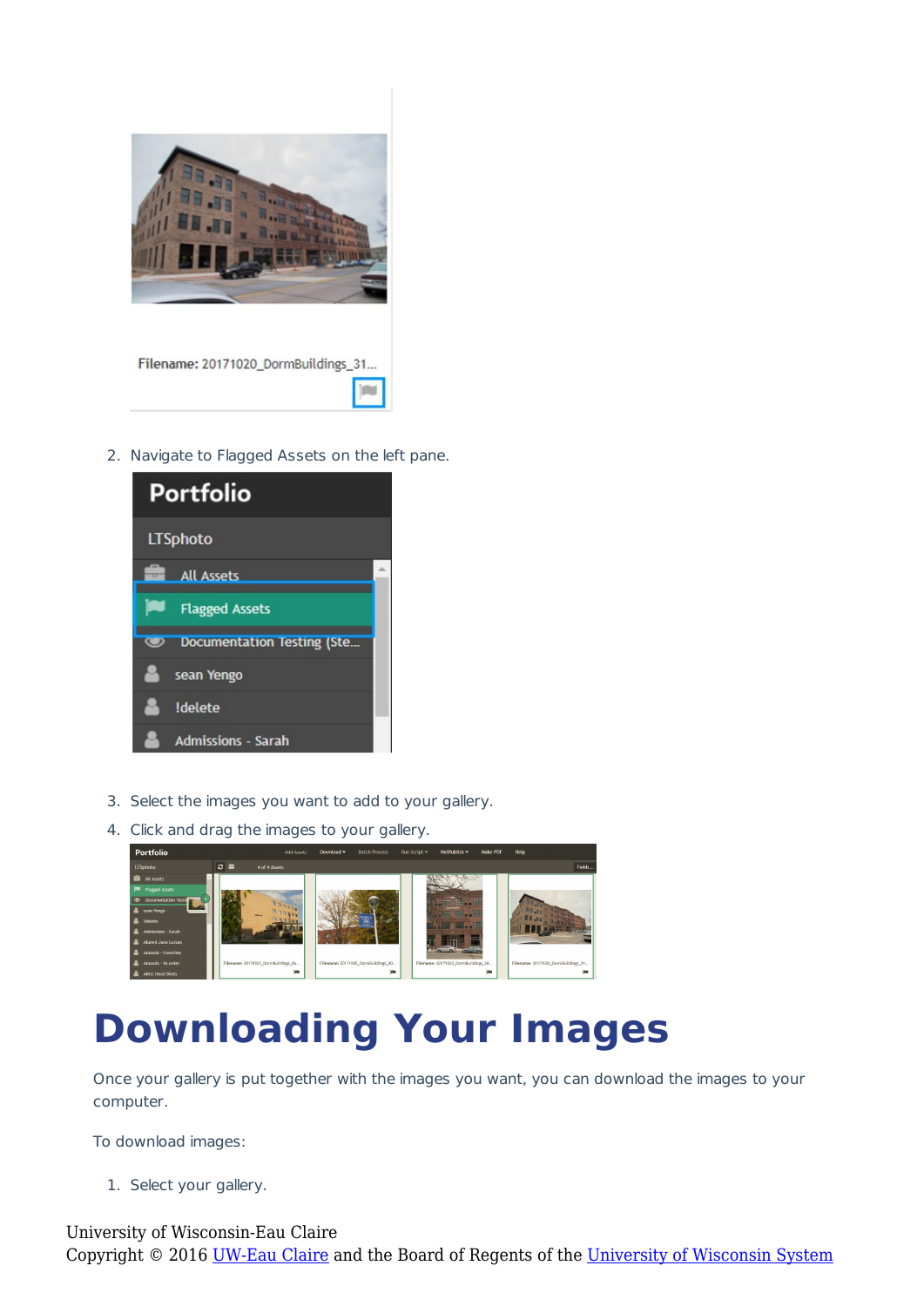2. Navigate to Flagged Assets on the left pane.

3. Select the images you want to add to your gallery.
4. Click and drag the images to your gallery.

# Downloading Your Images

Once your gallery is put together with the images you want, you can download the images to your computer.

To download images:

1. Select your gallery.

University of Wisconsin-Eau Claire
Copyright © 2016 UW-Eau Claire and the Board of Regents of the University of Wisconsin System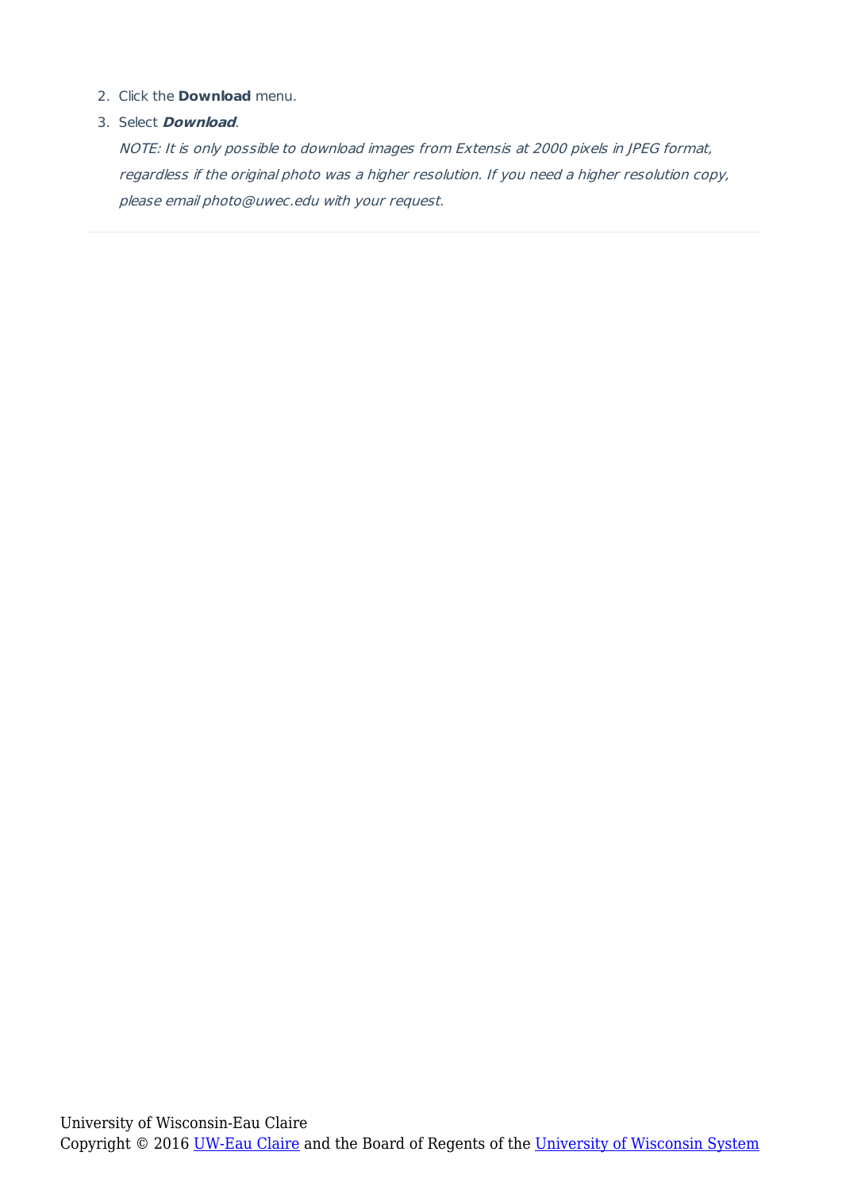2. Click the **Download** menu.
3. Select ***Download***.

   *NOTE: It is only possible to download images from Extensis at 2000 pixels in JPEG format, regardless if the original photo was a higher resolution. If you need a higher resolution copy, please email photo@uwec.edu with your request.*

---

University of Wisconsin-Eau Claire
Copyright © 2016 [UW-Eau Claire] and the Board of Regents of the [University of Wisconsin System]